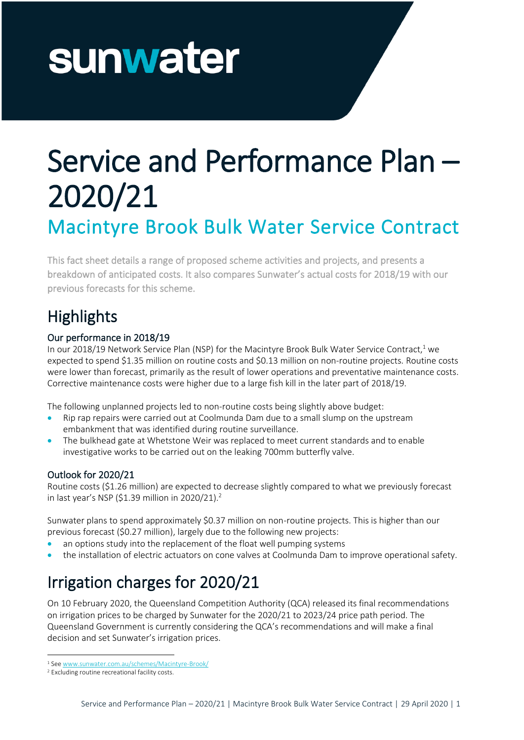sunwater

# Service and Performance Plan – 2020/21

## Macintyre Brook Bulk Water Service Contract

This fact sheet details a range of proposed scheme activities and projects, and presents a breakdown of anticipated costs. It also compares Sunwater's actual costs for 2018/19 with our previous forecasts for this scheme.

## Highlights

### Our performance in 2018/19

In our 2018/19 Network Service Plan (NSP) for the Macintyre Brook Bulk Water Service Contract,[1] we expected to spend $1.35 million on routine costs and $0.13 million on non-routine projects. Routine costs were lower than forecast, primarily as the result of lower operations and preventative maintenance costs. Corrective maintenance costs were higher due to a large fish kill in the later part of 2018/19.

The following unplanned projects led to non-routine costs being slightly above budget:

- Rip rap repairs were carried out at Coolmunda Dam due to a small slump on the upstream embankment that was identified during routine surveillance.
- The bulkhead gate at Whetstone Weir was replaced to meet current standards and to enable investigative works to be carried out on the leaking 700mm butterfly valve.

### Outlook for 2020/21

Routine costs ($1.26 million) are expected to decrease slightly compared to what we previously forecast in last year's NSP ($1.39 million in 2020/21).[2]

Sunwater plans to spend approximately $0.37 million on non-routine projects. This is higher than our previous forecast ($0.27 million), largely due to the following new projects:

- an options study into the replacement of the float well pumping systems
- the installation of electric actuators on cone valves at Coolmunda Dam to improve operational safety.

## Irrigation charges for 2020/21

On 10 February 2020, the Queensland Competition Authority (QCA) released its final recommendations on irrigation prices to be charged by Sunwater for the 2020/21 to 2023/24 price path period. The Queensland Government is currently considering the QCA's recommendations and will make a final decision and set Sunwater's irrigation prices.

[1] See www.sunwater.com.au/schemes/Macintyre-Brook/

[2] Excluding routine recreational facility costs.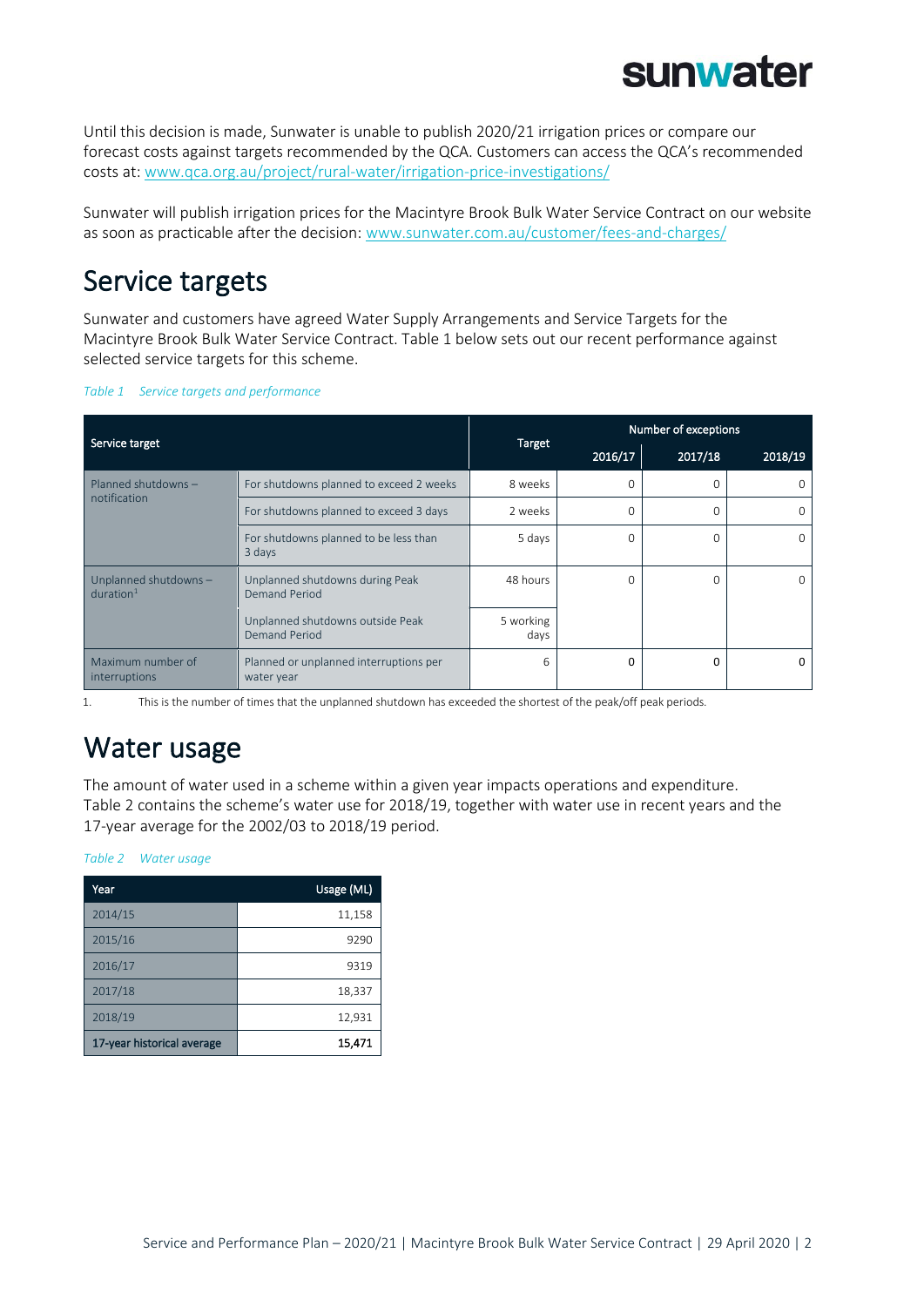Until this decision is made, Sunwater is unable to publish 2020/21 irrigation prices or compare our forecast costs against targets recommended by the QCA. Customers can access the QCA's recommended costs at: www.qca.org.au/project/rural-water/irrigation-price-investigations/

Sunwater will publish irrigation prices for the Macintyre Brook Bulk Water Service Contract on our website as soon as practicable after the decision: www.sunwater.com.au/customer/fees-and-charges/

# Service targets

Sunwater and customers have agreed Water Supply Arrangements and Service Targets for the Macintyre Brook Bulk Water Service Contract. Table 1 below sets out our recent performance against selected service targets for this scheme.

*Table 1 Service targets and performance*

| Service target | | Target | Number of exceptions | | |
|---|---|---|---|---|---|
| | | | 2016/17 | 2017/18 | 2018/19 |
| Planned shutdowns – notification | For shutdowns planned to exceed 2 weeks | 8 weeks | 0 | 0 | 0 |
| | For shutdowns planned to exceed 3 days | 2 weeks | 0 | 0 | 0 |
| | For shutdowns planned to be less than 3 days | 5 days | 0 | 0 | 0 |
| Unplanned shutdowns – duration[1] | Unplanned shutdowns during Peak Demand Period | 48 hours | 0 | 0 | 0 |
| | Unplanned shutdowns outside Peak Demand Period | 5 working days | | | |
| Maximum number of interruptions | Planned or unplanned interruptions per water year | 6 | 0 | 0 | 0 |

1. This is the number of times that the unplanned shutdown has exceeded the shortest of the peak/off peak periods.

# Water usage

The amount of water used in a scheme within a given year impacts operations and expenditure. Table 2 contains the scheme's water use for 2018/19, together with water use in recent years and the 17-year average for the 2002/03 to 2018/19 period.

*Table 2 Water usage*

| Year | Usage (ML) |
|---|---|
| 2014/15 | 11,158 |
| 2015/16 | 9290 |
| 2016/17 | 9319 |
| 2017/18 | 18,337 |
| 2018/19 | 12,931 |
| **17-year historical average** | **15,471** |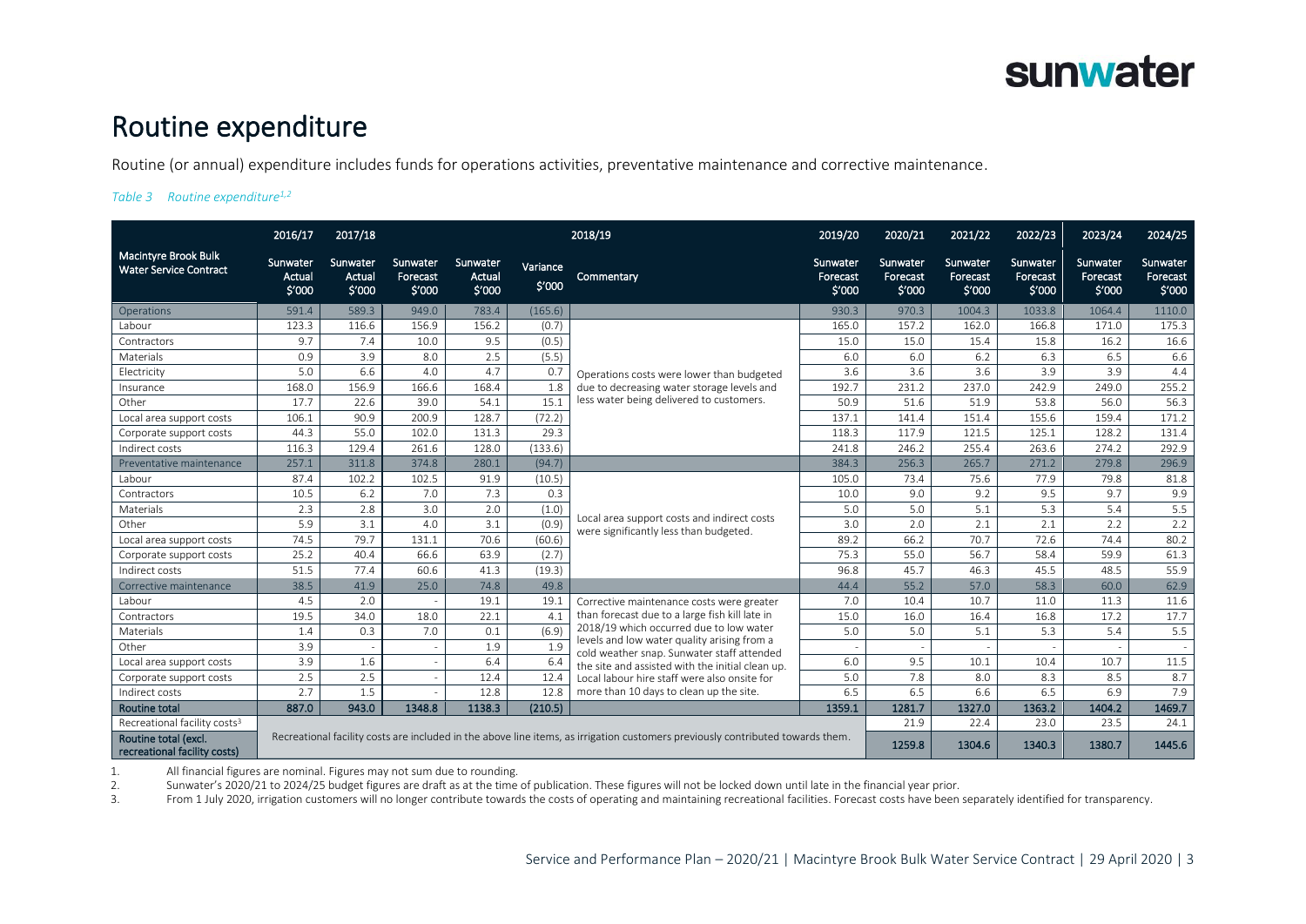# Routine expenditure

Routine (or annual) expenditure includes funds for operations activities, preventative maintenance and corrective maintenance.

*Table 3 Routine expenditure[1,2]*

| Macintyre Brook Bulk Water Service Contract | 2016/17 Sunwater Actual $'000 | 2017/18 Sunwater Actual $'000 | 2018/19 Sunwater Forecast $'000 | 2018/19 Sunwater Actual $'000 | 2018/19 Variance $'000 | 2018/19 Commentary | 2019/20 Sunwater Forecast $'000 | 2020/21 Sunwater Forecast $'000 | 2021/22 Sunwater Forecast $'000 | 2022/23 Sunwater Forecast $'000 | 2023/24 Sunwater Forecast $'000 | 2024/25 Sunwater Forecast $'000 |
|---|---|---|---|---|---|---|---|---|---|---|---|---|
| Operations | 591.4 | 589.3 | 949.0 | 783.4 | (165.6) | | 930.3 | 970.3 | 1004.3 | 1033.8 | 1064.4 | 1110.0 |
| Labour | 123.3 | 116.6 | 156.9 | 156.2 | (0.7) | Operations costs were lower than budgeted due to decreasing water storage levels and less water being delivered to customers. | 165.0 | 157.2 | 162.0 | 166.8 | 171.0 | 175.3 |
| Contractors | 9.7 | 7.4 | 10.0 | 9.5 | (0.5) | | 15.0 | 15.0 | 15.4 | 15.8 | 16.2 | 16.6 |
| Materials | 0.9 | 3.9 | 8.0 | 2.5 | (5.5) | | 6.0 | 6.0 | 6.2 | 6.3 | 6.5 | 6.6 |
| Electricity | 5.0 | 6.6 | 4.0 | 4.7 | 0.7 | | 3.6 | 3.6 | 3.6 | 3.9 | 3.9 | 4.4 |
| Insurance | 168.0 | 156.9 | 166.6 | 168.4 | 1.8 | | 192.7 | 231.2 | 237.0 | 242.9 | 249.0 | 255.2 |
| Other | 17.7 | 22.6 | 39.0 | 54.1 | 15.1 | | 50.9 | 51.6 | 51.9 | 53.8 | 56.0 | 56.3 |
| Local area support costs | 106.1 | 90.9 | 200.9 | 128.7 | (72.2) | | 137.1 | 141.4 | 151.4 | 155.6 | 159.4 | 171.2 |
| Corporate support costs | 44.3 | 55.0 | 102.0 | 131.3 | 29.3 | | 118.3 | 117.9 | 121.5 | 125.1 | 128.2 | 131.4 |
| Indirect costs | 116.3 | 129.4 | 261.6 | 128.0 | (133.6) | | 241.8 | 246.2 | 255.4 | 263.6 | 274.2 | 292.9 |
| Preventative maintenance | 257.1 | 311.8 | 374.8 | 280.1 | (94.7) | | 384.3 | 256.3 | 265.7 | 271.2 | 279.8 | 296.9 |
| Labour | 87.4 | 102.2 | 102.5 | 91.9 | (10.5) | Local area support costs and indirect costs were significantly less than budgeted. | 105.0 | 73.4 | 75.6 | 77.9 | 79.8 | 81.8 |
| Contractors | 10.5 | 6.2 | 7.0 | 7.3 | 0.3 | | 10.0 | 9.0 | 9.2 | 9.5 | 9.7 | 9.9 |
| Materials | 2.3 | 2.8 | 3.0 | 2.0 | (1.0) | | 5.0 | 5.0 | 5.1 | 5.3 | 5.4 | 5.5 |
| Other | 5.9 | 3.1 | 4.0 | 3.1 | (0.9) | | 3.0 | 2.0 | 2.1 | 2.1 | 2.2 | 2.2 |
| Local area support costs | 74.5 | 79.7 | 131.1 | 70.6 | (60.6) | | 89.2 | 66.2 | 70.7 | 72.6 | 74.4 | 80.2 |
| Corporate support costs | 25.2 | 40.4 | 66.6 | 63.9 | (2.7) | | 75.3 | 55.0 | 56.7 | 58.4 | 59.9 | 61.3 |
| Indirect costs | 51.5 | 77.4 | 60.6 | 41.3 | (19.3) | | 96.8 | 45.7 | 46.3 | 45.5 | 48.5 | 55.9 |
| Corrective maintenance | 38.5 | 41.9 | 25.0 | 74.8 | 49.8 | | 44.4 | 55.2 | 57.0 | 58.3 | 60.0 | 62.9 |
| Labour | 4.5 | 2.0 | - | 19.1 | 19.1 | Corrective maintenance costs were greater than forecast due to a large fish kill late in 2018/19 which occurred due to low water levels and low water quality arising from a cold weather snap. Sunwater staff attended the site and assisted with the initial clean up. Local labour hire staff were also onsite for more than 10 days to clean up the site. | 7.0 | 10.4 | 10.7 | 11.0 | 11.3 | 11.6 |
| Contractors | 19.5 | 34.0 | 18.0 | 22.1 | 4.1 | | 15.0 | 16.0 | 16.4 | 16.8 | 17.2 | 17.7 |
| Materials | 1.4 | 0.3 | 7.0 | 0.1 | (6.9) | | 5.0 | 5.0 | 5.1 | 5.3 | 5.4 | 5.5 |
| Other | 3.9 | - | - | 1.9 | 1.9 | | - | - | - | - | - | - |
| Local area support costs | 3.9 | 1.6 | - | 6.4 | 6.4 | | 6.0 | 9.5 | 10.1 | 10.4 | 10.7 | 11.5 |
| Corporate support costs | 2.5 | 2.5 | - | 12.4 | 12.4 | | 5.0 | 7.8 | 8.0 | 8.3 | 8.5 | 8.7 |
| Indirect costs | 2.7 | 1.5 | - | 12.8 | 12.8 | | 6.5 | 6.5 | 6.6 | 6.5 | 6.9 | 7.9 |
| **Routine total** | **887.0** | **943.0** | **1348.8** | **1138.3** | **(210.5)** | | **1359.1** | **1281.7** | **1327.0** | **1363.2** | **1404.2** | **1469.7** |
| Recreational facility costs[3] | Recreational facility costs are included in the above line items, as irrigation customers previously contributed towards them. | | | | | | | 21.9 | 22.4 | 23.0 | 23.5 | 24.1 |
| **Routine total (excl. recreational facility costs)** | | | | | | | | **1259.8** | **1304.6** | **1340.3** | **1380.7** | **1445.6** |

1. All financial figures are nominal. Figures may not sum due to rounding.
2. Sunwater's 2020/21 to 2024/25 budget figures are draft as at the time of publication. These figures will not be locked down until late in the financial year prior.
3. From 1 July 2020, irrigation customers will no longer contribute towards the costs of operating and maintaining recreational facilities. Forecast costs have been separately identified for transparency.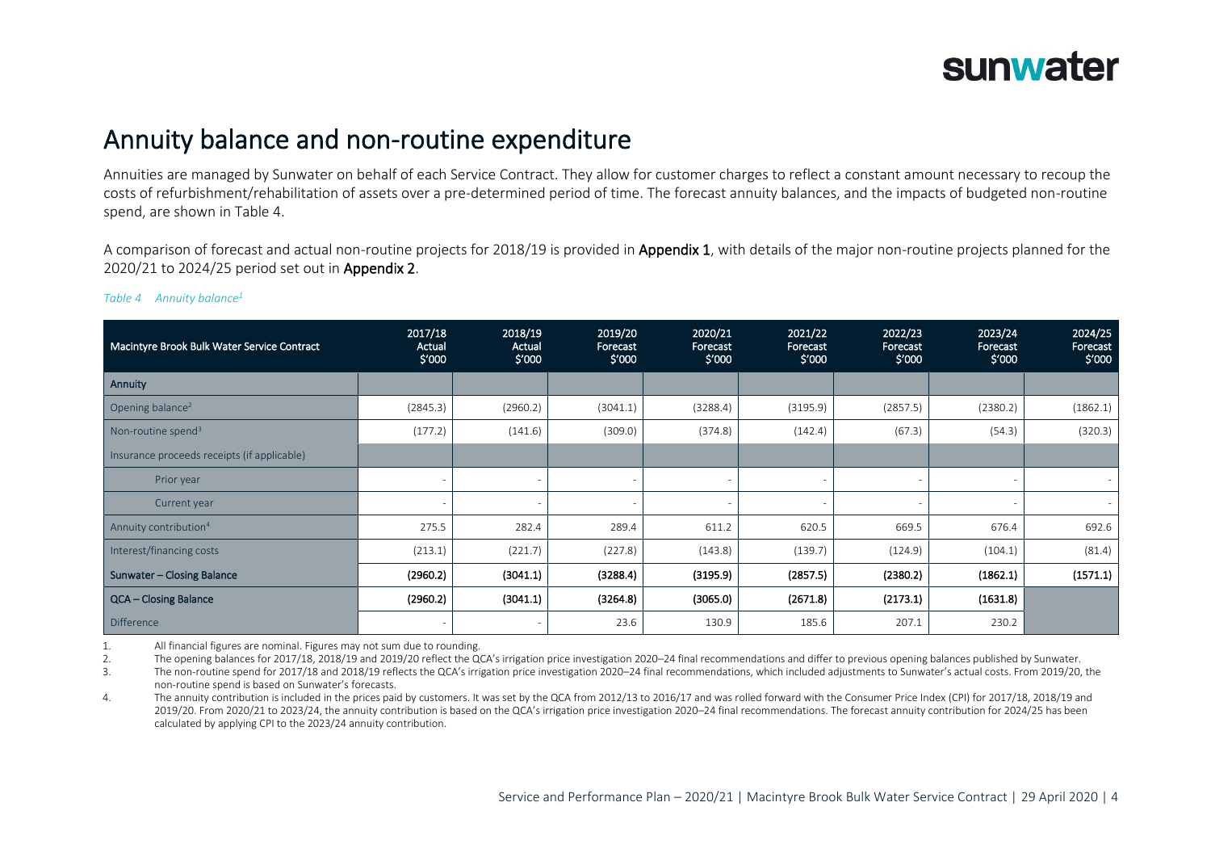## Annuity balance and non-routine expenditure

Annuities are managed by Sunwater on behalf of each Service Contract. They allow for customer charges to reflect a constant amount necessary to recoup the costs of refurbishment/rehabilitation of assets over a pre-determined period of time. The forecast annuity balances, and the impacts of budgeted non-routine spend, are shown in Table 4.

A comparison of forecast and actual non-routine projects for 2018/19 is provided in **Appendix 1**, with details of the major non-routine projects planned for the 2020/21 to 2024/25 period set out in **Appendix 2**.

*Table 4 Annuity balance[1]*

| Macintyre Brook Bulk Water Service Contract | 2017/18 Actual $'000 | 2018/19 Actual $'000 | 2019/20 Forecast $'000 | 2020/21 Forecast $'000 | 2021/22 Forecast $'000 | 2022/23 Forecast $'000 | 2023/24 Forecast $'000 | 2024/25 Forecast $'000 |
|---|---|---|---|---|---|---|---|---|
| **Annuity** | | | | | | | | |
| Opening balance[2] | (2845.3) | (2960.2) | (3041.1) | (3288.4) | (3195.9) | (2857.5) | (2380.2) | (1862.1) |
| Non-routine spend[3] | (177.2) | (141.6) | (309.0) | (374.8) | (142.4) | (67.3) | (54.3) | (320.3) |
| Insurance proceeds receipts (if applicable) | | | | | | | | |
| Prior year | - | - | - | - | - | - | - | - |
| Current year | - | - | - | - | - | - | - | - |
| Annuity contribution[4] | 275.5 | 282.4 | 289.4 | 611.2 | 620.5 | 669.5 | 676.4 | 692.6 |
| Interest/financing costs | (213.1) | (221.7) | (227.8) | (143.8) | (139.7) | (124.9) | (104.1) | (81.4) |
| **Sunwater – Closing Balance** | **(2960.2)** | **(3041.1)** | **(3288.4)** | **(3195.9)** | **(2857.5)** | **(2380.2)** | **(1862.1)** | **(1571.1)** |
| **QCA – Closing Balance** | **(2960.2)** | **(3041.1)** | **(3264.8)** | **(3065.0)** | **(2671.8)** | **(2173.1)** | **(1631.8)** | |
| Difference | - | - | 23.6 | 130.9 | 185.6 | 207.1 | 230.2 | |

1. All financial figures are nominal. Figures may not sum due to rounding.
2. The opening balances for 2017/18, 2018/19 and 2019/20 reflect the QCA's irrigation price investigation 2020–24 final recommendations and differ to previous opening balances published by Sunwater.
3. The non-routine spend for 2017/18 and 2018/19 reflects the QCA's irrigation price investigation 2020–24 final recommendations, which included adjustments to Sunwater's actual costs. From 2019/20, the non-routine spend is based on Sunwater's forecasts.
4. The annuity contribution is included in the prices paid by customers. It was set by the QCA from 2012/13 to 2016/17 and was rolled forward with the Consumer Price Index (CPI) for 2017/18, 2018/19 and 2019/20. From 2020/21 to 2023/24, the annuity contribution is based on the QCA's irrigation price investigation 2020–24 final recommendations. The forecast annuity contribution for 2024/25 has been calculated by applying CPI to the 2023/24 annuity contribution.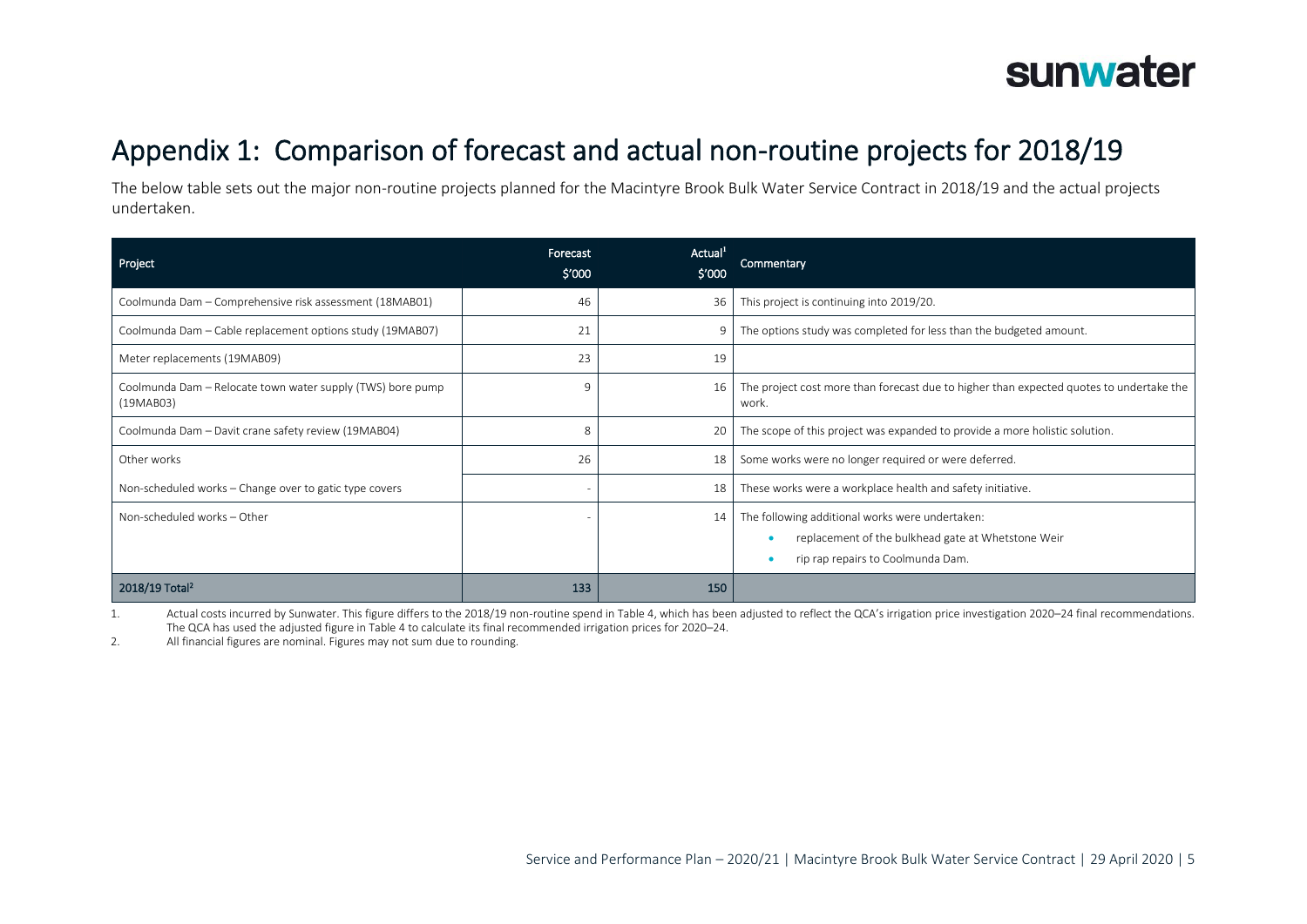# Appendix 1: Comparison of forecast and actual non-routine projects for 2018/19

The below table sets out the major non-routine projects planned for the Macintyre Brook Bulk Water Service Contract in 2018/19 and the actual projects undertaken.

| Project | Forecast $'000 | Actual[1] $'000 | Commentary |
|---|---|---|---|
| Coolmunda Dam – Comprehensive risk assessment (18MAB01) | 46 | 36 | This project is continuing into 2019/20. |
| Coolmunda Dam – Cable replacement options study (19MAB07) | 21 | 9 | The options study was completed for less than the budgeted amount. |
| Meter replacements (19MAB09) | 23 | 19 | |
| Coolmunda Dam – Relocate town water supply (TWS) bore pump (19MAB03) | 9 | 16 | The project cost more than forecast due to higher than expected quotes to undertake the work. |
| Coolmunda Dam – Davit crane safety review (19MAB04) | 8 | 20 | The scope of this project was expanded to provide a more holistic solution. |
| Other works | 26 | 18 | Some works were no longer required or were deferred. |
| Non-scheduled works – Change over to gatic type covers | - | 18 | These works were a workplace health and safety initiative. |
| Non-scheduled works – Other | - | 14 | The following additional works were undertaken: <br>• replacement of the bulkhead gate at Whetstone Weir <br>• rip rap repairs to Coolmunda Dam. |
| **2018/19 Total[2]** | **133** | **150** | |

1. Actual costs incurred by Sunwater. This figure differs to the 2018/19 non-routine spend in Table 4, which has been adjusted to reflect the QCA's irrigation price investigation 2020–24 final recommendations. The QCA has used the adjusted figure in Table 4 to calculate its final recommended irrigation prices for 2020–24.
2. All financial figures are nominal. Figures may not sum due to rounding.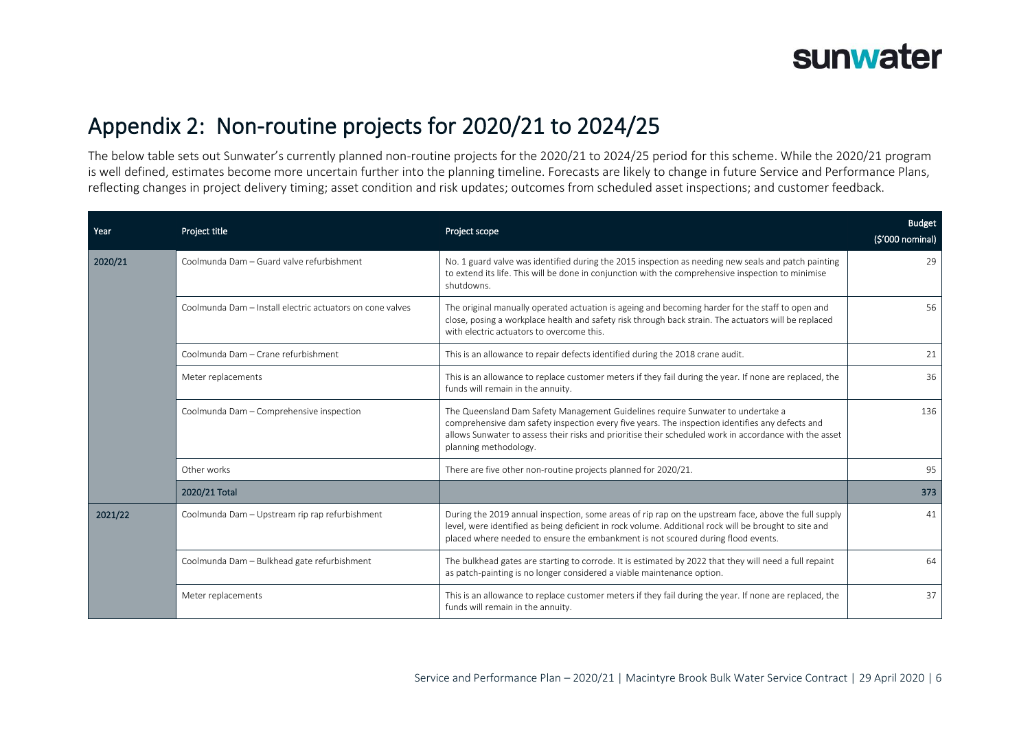# Appendix 2: Non-routine projects for 2020/21 to 2024/25

The below table sets out Sunwater's currently planned non-routine projects for the 2020/21 to 2024/25 period for this scheme. While the 2020/21 program is well defined, estimates become more uncertain further into the planning timeline. Forecasts are likely to change in future Service and Performance Plans, reflecting changes in project delivery timing; asset condition and risk updates; outcomes from scheduled asset inspections; and customer feedback.

| Year | Project title | Project scope | Budget ($'000 nominal) |
|---|---|---|---|
| 2020/21 | Coolmunda Dam – Guard valve refurbishment | No. 1 guard valve was identified during the 2015 inspection as needing new seals and patch painting to extend its life. This will be done in conjunction with the comprehensive inspection to minimise shutdowns. | 29 |
| | Coolmunda Dam – Install electric actuators on cone valves | The original manually operated actuation is ageing and becoming harder for the staff to open and close, posing a workplace health and safety risk through back strain. The actuators will be replaced with electric actuators to overcome this. | 56 |
| | Coolmunda Dam – Crane refurbishment | This is an allowance to repair defects identified during the 2018 crane audit. | 21 |
| | Meter replacements | This is an allowance to replace customer meters if they fail during the year. If none are replaced, the funds will remain in the annuity. | 36 |
| | Coolmunda Dam – Comprehensive inspection | The Queensland Dam Safety Management Guidelines require Sunwater to undertake a comprehensive dam safety inspection every five years. The inspection identifies any defects and allows Sunwater to assess their risks and prioritise their scheduled work in accordance with the asset planning methodology. | 136 |
| | Other works | There are five other non-routine projects planned for 2020/21. | 95 |
| | **2020/21 Total** | | **373** |
| 2021/22 | Coolmunda Dam – Upstream rip rap refurbishment | During the 2019 annual inspection, some areas of rip rap on the upstream face, above the full supply level, were identified as being deficient in rock volume. Additional rock will be brought to site and placed where needed to ensure the embankment is not scoured during flood events. | 41 |
| | Coolmunda Dam – Bulkhead gate refurbishment | The bulkhead gates are starting to corrode. It is estimated by 2022 that they will need a full repaint as patch-painting is no longer considered a viable maintenance option. | 64 |
| | Meter replacements | This is an allowance to replace customer meters if they fail during the year. If none are replaced, the funds will remain in the annuity. | 37 |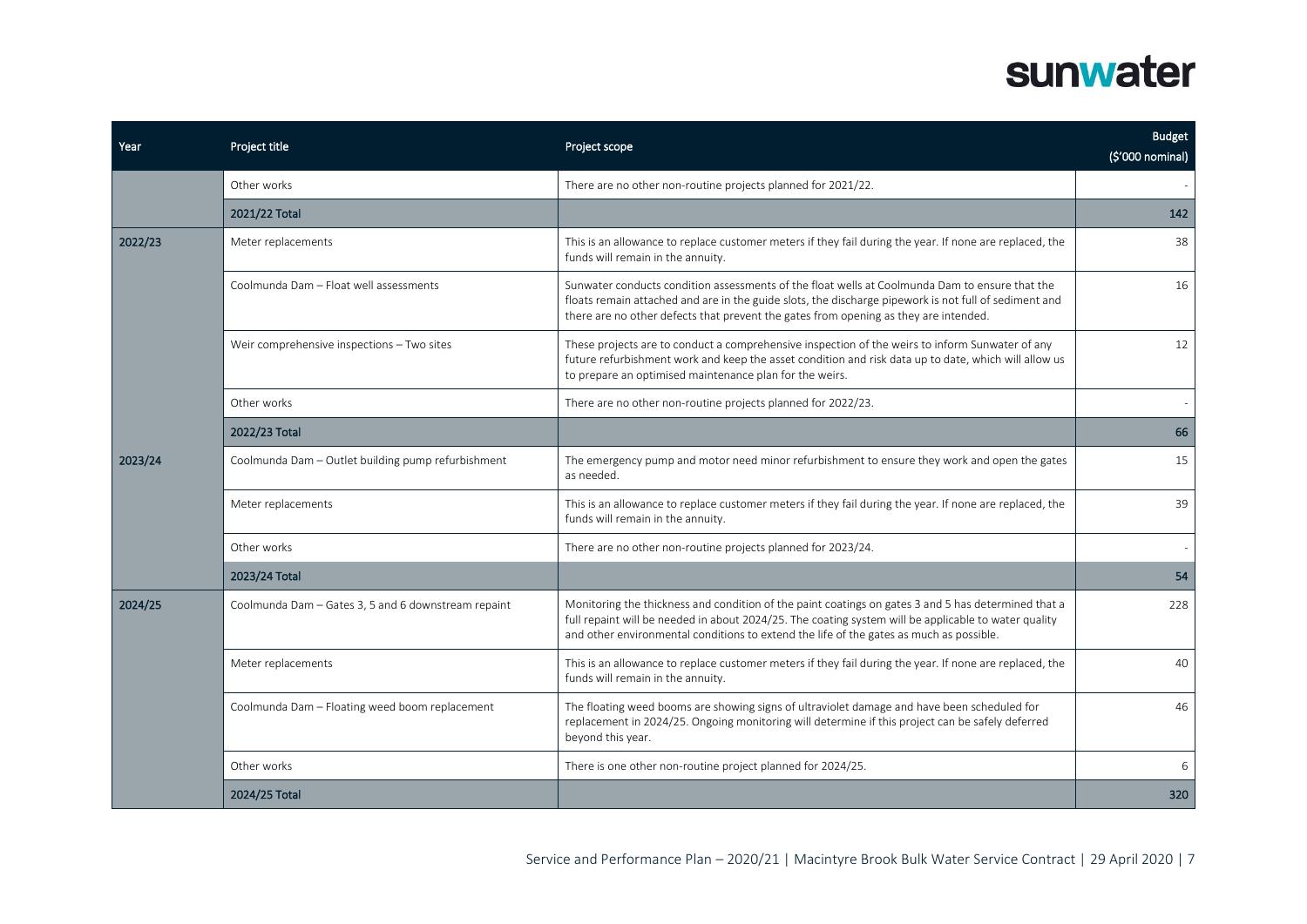| Year | Project title | Project scope | Budget ($'000 nominal) |
|---|---|---|---|
| | Other works | There are no other non-routine projects planned for 2021/22. | - |
| | 2021/22 Total | | 142 |
| 2022/23 | Meter replacements | This is an allowance to replace customer meters if they fail during the year. If none are replaced, the funds will remain in the annuity. | 38 |
| | Coolmunda Dam – Float well assessments | Sunwater conducts condition assessments of the float wells at Coolmunda Dam to ensure that the floats remain attached and are in the guide slots, the discharge pipework is not full of sediment and there are no other defects that prevent the gates from opening as they are intended. | 16 |
| | Weir comprehensive inspections – Two sites | These projects are to conduct a comprehensive inspection of the weirs to inform Sunwater of any future refurbishment work and keep the asset condition and risk data up to date, which will allow us to prepare an optimised maintenance plan for the weirs. | 12 |
| | Other works | There are no other non-routine projects planned for 2022/23. | - |
| | 2022/23 Total | | 66 |
| 2023/24 | Coolmunda Dam – Outlet building pump refurbishment | The emergency pump and motor need minor refurbishment to ensure they work and open the gates as needed. | 15 |
| | Meter replacements | This is an allowance to replace customer meters if they fail during the year. If none are replaced, the funds will remain in the annuity. | 39 |
| | Other works | There are no other non-routine projects planned for 2023/24. | - |
| | 2023/24 Total | | 54 |
| 2024/25 | Coolmunda Dam – Gates 3, 5 and 6 downstream repaint | Monitoring the thickness and condition of the paint coatings on gates 3 and 5 has determined that a full repaint will be needed in about 2024/25. The coating system will be applicable to water quality and other environmental conditions to extend the life of the gates as much as possible. | 228 |
| | Meter replacements | This is an allowance to replace customer meters if they fail during the year. If none are replaced, the funds will remain in the annuity. | 40 |
| | Coolmunda Dam – Floating weed boom replacement | The floating weed booms are showing signs of ultraviolet damage and have been scheduled for replacement in 2024/25. Ongoing monitoring will determine if this project can be safely deferred beyond this year. | 46 |
| | Other works | There is one other non-routine project planned for 2024/25. | 6 |
| | 2024/25 Total | | 320 |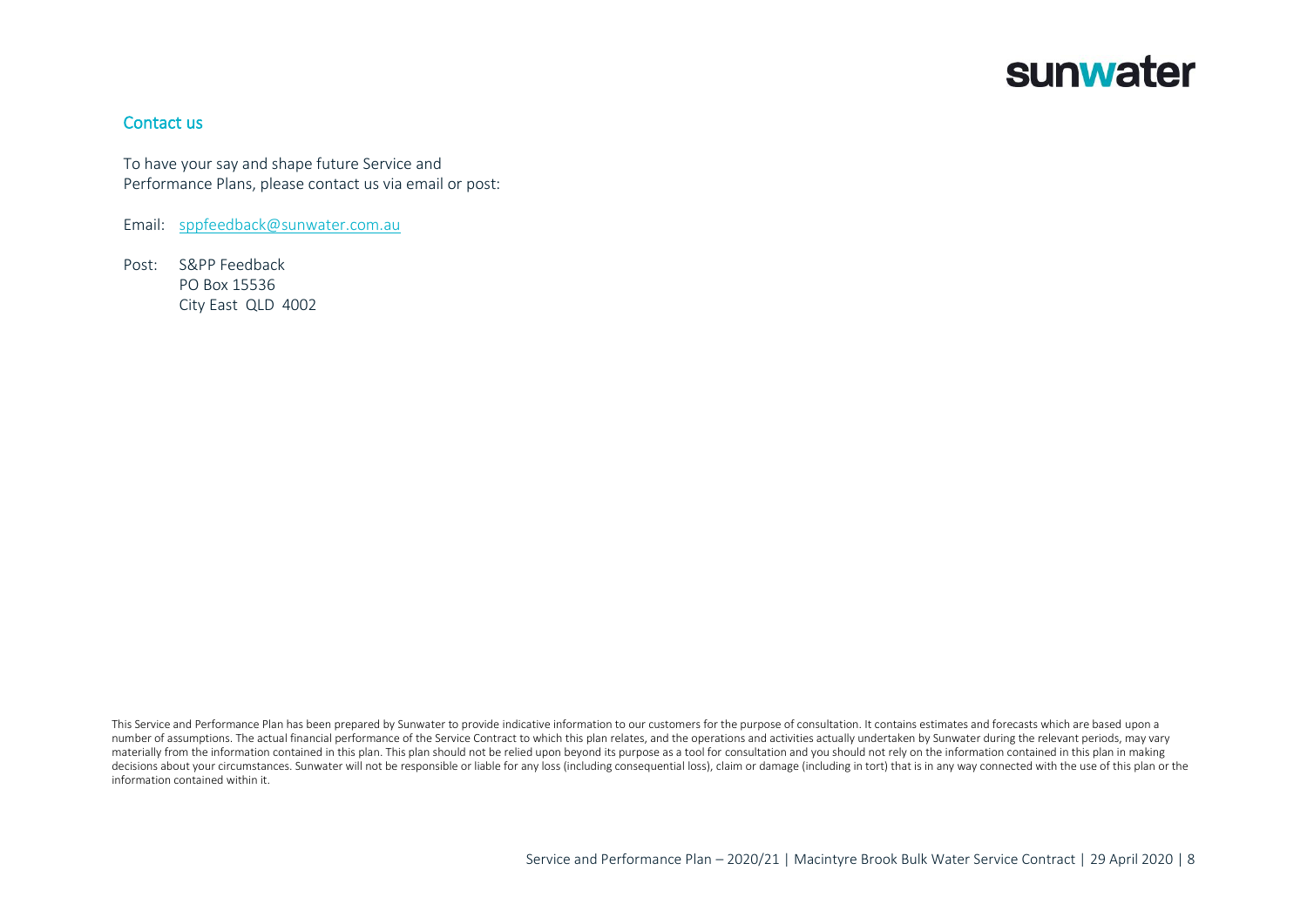## Contact us

To have your say and shape future Service and Performance Plans, please contact us via email or post:

Email: sppfeedback@sunwater.com.au

Post: S&PP Feedback
PO Box 15536
City East QLD 4002

This Service and Performance Plan has been prepared by Sunwater to provide indicative information to our customers for the purpose of consultation. It contains estimates and forecasts which are based upon a number of assumptions. The actual financial performance of the Service Contract to which this plan relates, and the operations and activities actually undertaken by Sunwater during the relevant periods, may vary materially from the information contained in this plan. This plan should not be relied upon beyond its purpose as a tool for consultation and you should not rely on the information contained in this plan in making decisions about your circumstances. Sunwater will not be responsible or liable for any loss (including consequential loss), claim or damage (including in tort) that is in any way connected with the use of this plan or the information contained within it.